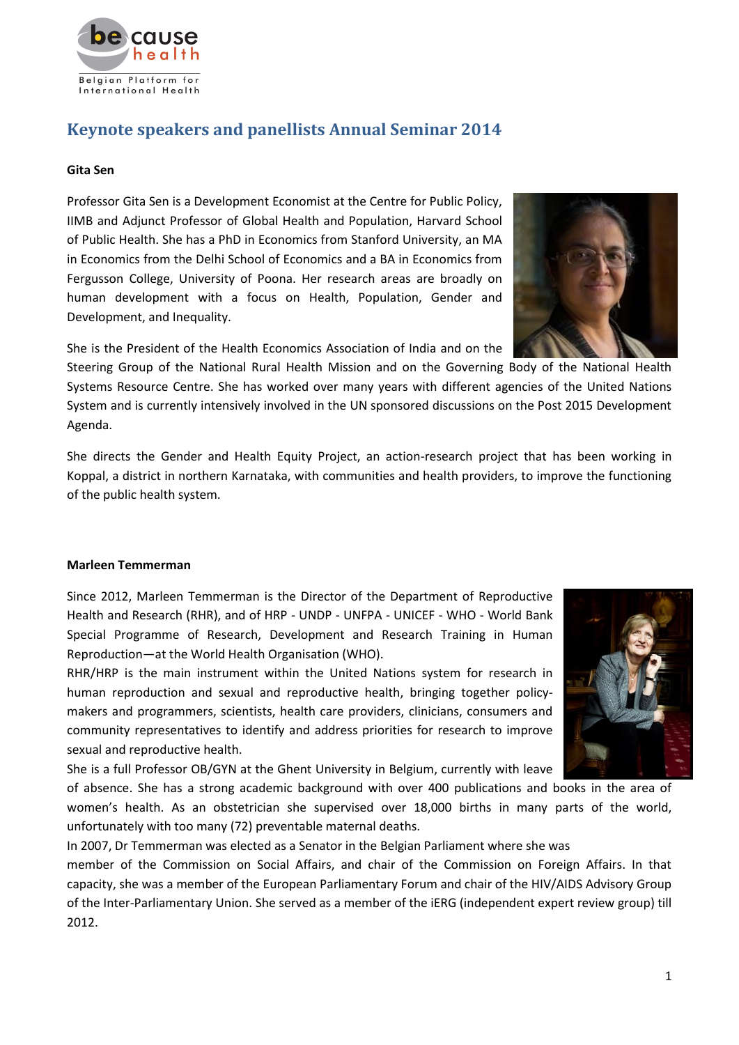# Keynote speakers and panellists Annual Seminar 2014

**Gita Sen**

Professor Gita Sen is a Development Economist at the Centre for Public Policy, IIMB and Adjunct Professor of Global Health and Population, Harvard School of Public Health. She has a PhD in Economics from Stanford University, an MA in Economics from the Delhi School of Economics and a BA in Economics from Fergusson College, University of Poona. Her research areas are broadly on human development with a focus on Health, Population, Gender and Development, and Inequality.

She is the President of the Health Economics Association of India and on the Steering Group of the National Rural Health Mission and on the Governing Body of the National Health Systems Resource Centre. She has worked over many years with different agencies of the United Nations System and is currently intensively involved in the UN sponsored discussions on the Post 2015 Development Agenda.

She directs the Gender and Health Equity Project, an action-research project that has been working in Koppal, a district in northern Karnataka, with communities and health providers, to improve the functioning of the public health system.

**Marleen Temmerman**

Since 2012, Marleen Temmerman is the Director of the Department of Reproductive Health and Research (RHR), and of HRP - UNDP - UNFPA - UNICEF - WHO - World Bank Special Programme of Research, Development and Research Training in Human Reproduction—at the World Health Organisation (WHO).

RHR/HRP is the main instrument within the United Nations system for research in human reproduction and sexual and reproductive health, bringing together policy-makers and programmers, scientists, health care providers, clinicians, consumers and community representatives to identify and address priorities for research to improve sexual and reproductive health.

She is a full Professor OB/GYN at the Ghent University in Belgium, currently with leave of absence. She has a strong academic background with over 400 publications and books in the area of women's health. As an obstetrician she supervised over 18,000 births in many parts of the world, unfortunately with too many (72) preventable maternal deaths.

In 2007, Dr Temmerman was elected as a Senator in the Belgian Parliament where she was member of the Commission on Social Affairs, and chair of the Commission on Foreign Affairs. In that capacity, she was a member of the European Parliamentary Forum and chair of the HIV/AIDS Advisory Group of the Inter-Parliamentary Union. She served as a member of the iERG (independent expert review group) till 2012.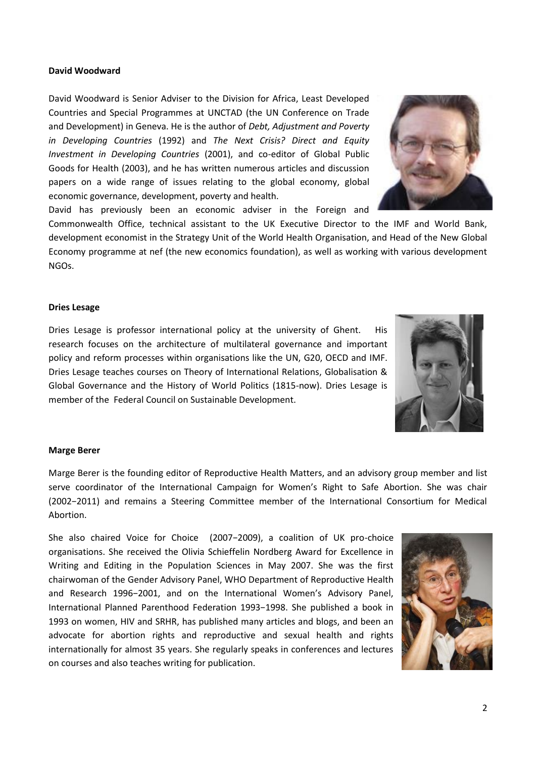**David Woodward**

David Woodward is Senior Adviser to the Division for Africa, Least Developed Countries and Special Programmes at UNCTAD (the UN Conference on Trade and Development) in Geneva. He is the author of *Debt, Adjustment and Poverty in Developing Countries* (1992) and *The Next Crisis? Direct and Equity Investment in Developing Countries* (2001), and co-editor of Global Public Goods for Health (2003), and he has written numerous articles and discussion papers on a wide range of issues relating to the global economy, global economic governance, development, poverty and health.

David has previously been an economic adviser in the Foreign and Commonwealth Office, technical assistant to the UK Executive Director to the IMF and World Bank, development economist in the Strategy Unit of the World Health Organisation, and Head of the New Global Economy programme at nef (the new economics foundation), as well as working with various development NGOs.

**Dries Lesage**

Dries Lesage is professor international policy at the university of Ghent. His research focuses on the architecture of multilateral governance and important policy and reform processes within organisations like the UN, G20, OECD and IMF. Dries Lesage teaches courses on Theory of International Relations, Globalisation & Global Governance and the History of World Politics (1815-now). Dries Lesage is member of the Federal Council on Sustainable Development.

**Marge Berer**

Marge Berer is the founding editor of Reproductive Health Matters, and an advisory group member and list serve coordinator of the International Campaign for Women's Right to Safe Abortion. She was chair (2002−2011) and remains a Steering Committee member of the International Consortium for Medical Abortion.

She also chaired Voice for Choice (2007−2009), a coalition of UK pro-choice organisations. She received the Olivia Schieffelin Nordberg Award for Excellence in Writing and Editing in the Population Sciences in May 2007. She was the first chairwoman of the Gender Advisory Panel, WHO Department of Reproductive Health and Research 1996−2001, and on the International Women's Advisory Panel, International Planned Parenthood Federation 1993−1998. She published a book in 1993 on women, HIV and SRHR, has published many articles and blogs, and been an advocate for abortion rights and reproductive and sexual health and rights internationally for almost 35 years. She regularly speaks in conferences and lectures on courses and also teaches writing for publication.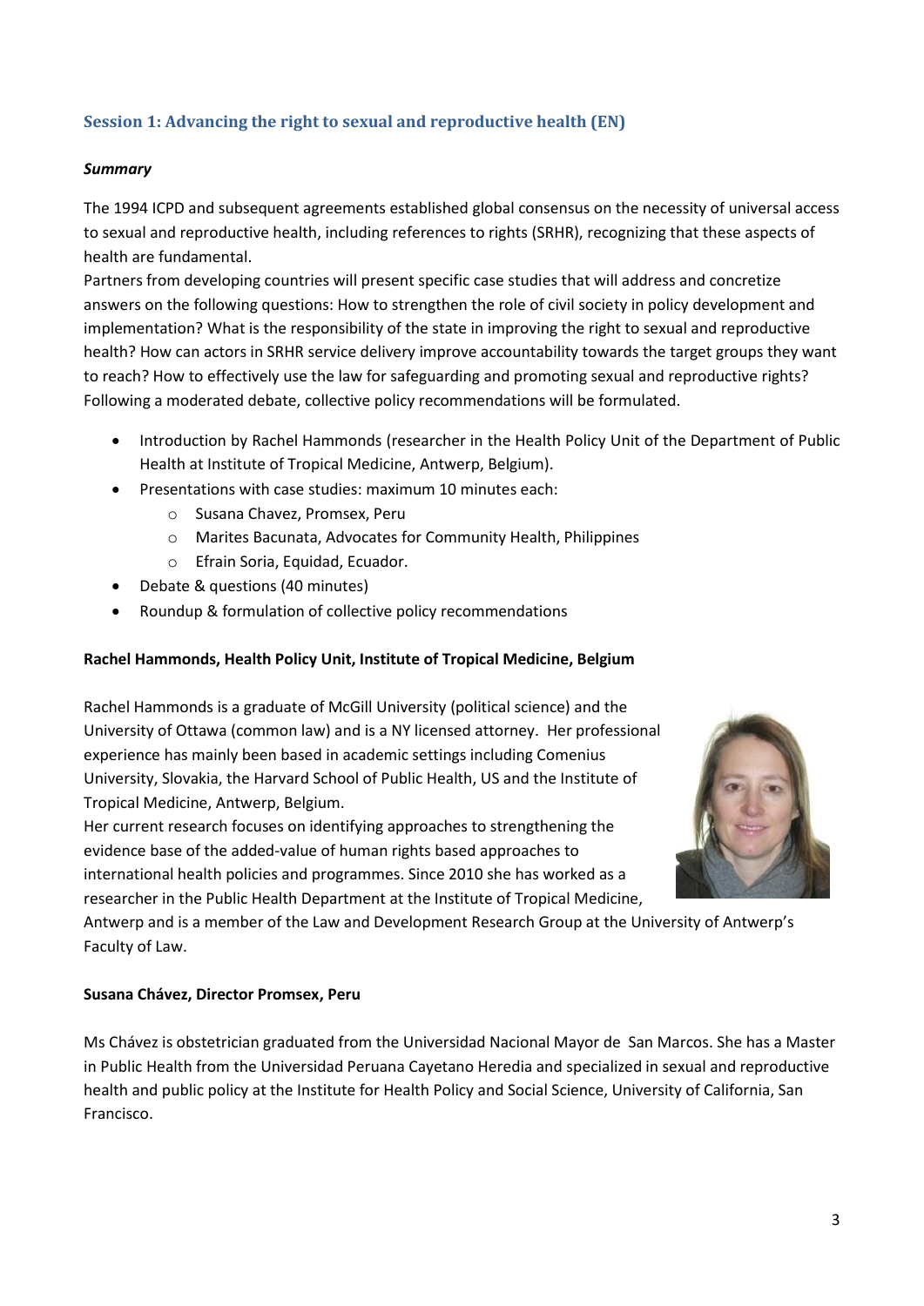## Session 1: Advancing the right to sexual and reproductive health (EN)

***Summary***

The 1994 ICPD and subsequent agreements established global consensus on the necessity of universal access to sexual and reproductive health, including references to rights (SRHR), recognizing that these aspects of health are fundamental.
Partners from developing countries will present specific case studies that will address and concretize answers on the following questions: How to strengthen the role of civil society in policy development and implementation? What is the responsibility of the state in improving the right to sexual and reproductive health? How can actors in SRHR service delivery improve accountability towards the target groups they want to reach? How to effectively use the law for safeguarding and promoting sexual and reproductive rights? Following a moderated debate, collective policy recommendations will be formulated.

- Introduction by Rachel Hammonds (researcher in the Health Policy Unit of the Department of Public Health at Institute of Tropical Medicine, Antwerp, Belgium).
- Presentations with case studies: maximum 10 minutes each:
  - Susana Chavez, Promsex, Peru
  - Marites Bacunata, Advocates for Community Health, Philippines
  - Efrain Soria, Equidad, Ecuador.
- Debate & questions (40 minutes)
- Roundup & formulation of collective policy recommendations

**Rachel Hammonds, Health Policy Unit, Institute of Tropical Medicine, Belgium**

Rachel Hammonds is a graduate of McGill University (political science) and the University of Ottawa (common law) and is a NY licensed attorney. Her professional experience has mainly been based in academic settings including Comenius University, Slovakia, the Harvard School of Public Health, US and the Institute of Tropical Medicine, Antwerp, Belgium.
Her current research focuses on identifying approaches to strengthening the evidence base of the added-value of human rights based approaches to international health policies and programmes. Since 2010 she has worked as a researcher in the Public Health Department at the Institute of Tropical Medicine, Antwerp and is a member of the Law and Development Research Group at the University of Antwerp's Faculty of Law.

**Susana Chávez, Director Promsex, Peru**

Ms Chávez is obstetrician graduated from the Universidad Nacional Mayor de San Marcos. She has a Master in Public Health from the Universidad Peruana Cayetano Heredia and specialized in sexual and reproductive health and public policy at the Institute for Health Policy and Social Science, University of California, San Francisco.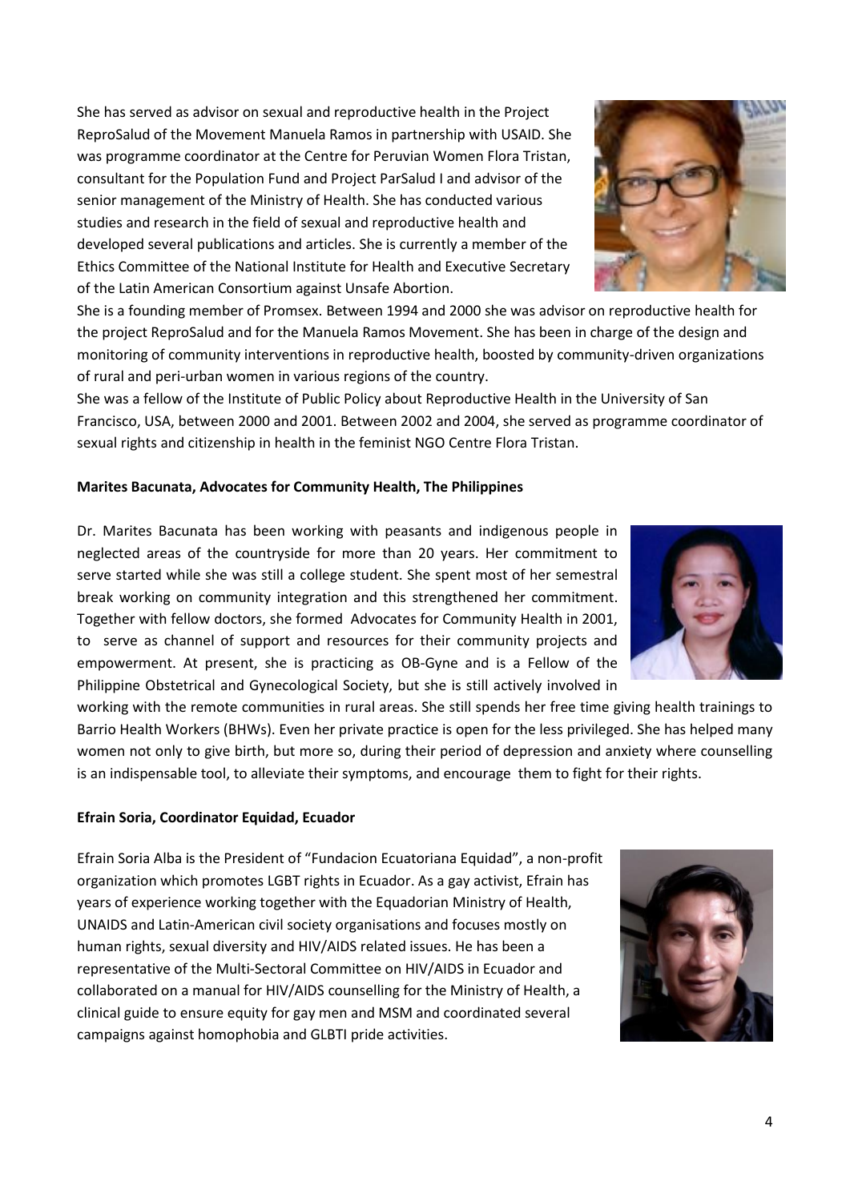She has served as advisor on sexual and reproductive health in the Project ReproSalud of the Movement Manuela Ramos in partnership with USAID. She was programme coordinator at the Centre for Peruvian Women Flora Tristan, consultant for the Population Fund and Project ParSalud I and advisor of the senior management of the Ministry of Health. She has conducted various studies and research in the field of sexual and reproductive health and developed several publications and articles. She is currently a member of the Ethics Committee of the National Institute for Health and Executive Secretary of the Latin American Consortium against Unsafe Abortion.

She is a founding member of Promsex. Between 1994 and 2000 she was advisor on reproductive health for the project ReproSalud and for the Manuela Ramos Movement. She has been in charge of the design and monitoring of community interventions in reproductive health, boosted by community-driven organizations of rural and peri-urban women in various regions of the country.

She was a fellow of the Institute of Public Policy about Reproductive Health in the University of San Francisco, USA, between 2000 and 2001. Between 2002 and 2004, she served as programme coordinator of sexual rights and citizenship in health in the feminist NGO Centre Flora Tristan.

**Marites Bacunata, Advocates for Community Health, The Philippines**

Dr. Marites Bacunata has been working with peasants and indigenous people in neglected areas of the countryside for more than 20 years. Her commitment to serve started while she was still a college student. She spent most of her semestral break working on community integration and this strengthened her commitment. Together with fellow doctors, she formed Advocates for Community Health in 2001, to serve as channel of support and resources for their community projects and empowerment. At present, she is practicing as OB-Gyne and is a Fellow of the Philippine Obstetrical and Gynecological Society, but she is still actively involved in working with the remote communities in rural areas. She still spends her free time giving health trainings to Barrio Health Workers (BHWs). Even her private practice is open for the less privileged. She has helped many women not only to give birth, but more so, during their period of depression and anxiety where counselling is an indispensable tool, to alleviate their symptoms, and encourage them to fight for their rights.

**Efrain Soria, Coordinator Equidad, Ecuador**

Efrain Soria Alba is the President of "Fundacion Ecuatoriana Equidad", a non-profit organization which promotes LGBT rights in Ecuador. As a gay activist, Efrain has years of experience working together with the Equadorian Ministry of Health, UNAIDS and Latin-American civil society organisations and focuses mostly on human rights, sexual diversity and HIV/AIDS related issues. He has been a representative of the Multi-Sectoral Committee on HIV/AIDS in Ecuador and collaborated on a manual for HIV/AIDS counselling for the Ministry of Health, a clinical guide to ensure equity for gay men and MSM and coordinated several campaigns against homophobia and GLBTI pride activities.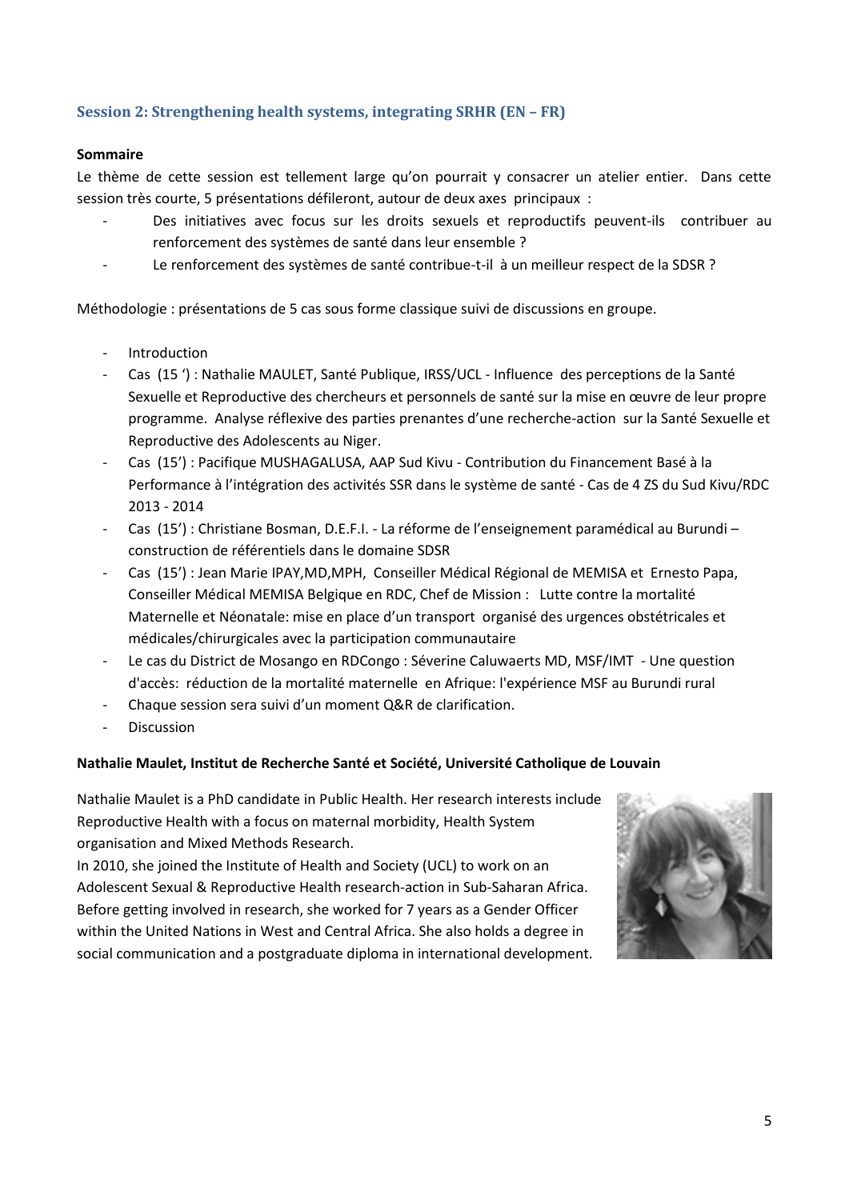### Session 2: Strengthening health systems, integrating SRHR (EN – FR)

**Sommaire**

Le thème de cette session est tellement large qu'on pourrait y consacrer un atelier entier. Dans cette session très courte, 5 présentations défileront, autour de deux axes principaux :

- Des initiatives avec focus sur les droits sexuels et reproductifs peuvent-ils contribuer au renforcement des systèmes de santé dans leur ensemble ?
- Le renforcement des systèmes de santé contribue-t-il à un meilleur respect de la SDSR ?

Méthodologie : présentations de 5 cas sous forme classique suivi de discussions en groupe.

- Introduction
- Cas (15 ') : Nathalie MAULET, Santé Publique, IRSS/UCL - Influence des perceptions de la Santé Sexuelle et Reproductive des chercheurs et personnels de santé sur la mise en œuvre de leur propre programme. Analyse réflexive des parties prenantes d'une recherche-action sur la Santé Sexuelle et Reproductive des Adolescents au Niger.
- Cas (15') : Pacifique MUSHAGALUSA, AAP Sud Kivu - Contribution du Financement Basé à la Performance à l'intégration des activités SSR dans le système de santé - Cas de 4 ZS du Sud Kivu/RDC 2013 - 2014
- Cas (15') : Christiane Bosman, D.E.F.I. - La réforme de l'enseignement paramédical au Burundi – construction de référentiels dans le domaine SDSR
- Cas (15') : Jean Marie IPAY,MD,MPH, Conseiller Médical Régional de MEMISA et Ernesto Papa, Conseiller Médical MEMISA Belgique en RDC, Chef de Mission : Lutte contre la mortalité Maternelle et Néonatale: mise en place d'un transport organisé des urgences obstétricales et médicales/chirurgicales avec la participation communautaire
- Le cas du District de Mosango en RDCongo : Séverine Caluwaerts MD, MSF/IMT - Une question d'accès: réduction de la mortalité maternelle en Afrique: l'expérience MSF au Burundi rural
- Chaque session sera suivi d'un moment Q&R de clarification.
- Discussion

**Nathalie Maulet, Institut de Recherche Santé et Société, Université Catholique de Louvain**

Nathalie Maulet is a PhD candidate in Public Health. Her research interests include Reproductive Health with a focus on maternal morbidity, Health System organisation and Mixed Methods Research.

In 2010, she joined the Institute of Health and Society (UCL) to work on an Adolescent Sexual & Reproductive Health research-action in Sub-Saharan Africa. Before getting involved in research, she worked for 7 years as a Gender Officer within the United Nations in West and Central Africa. She also holds a degree in social communication and a postgraduate diploma in international development.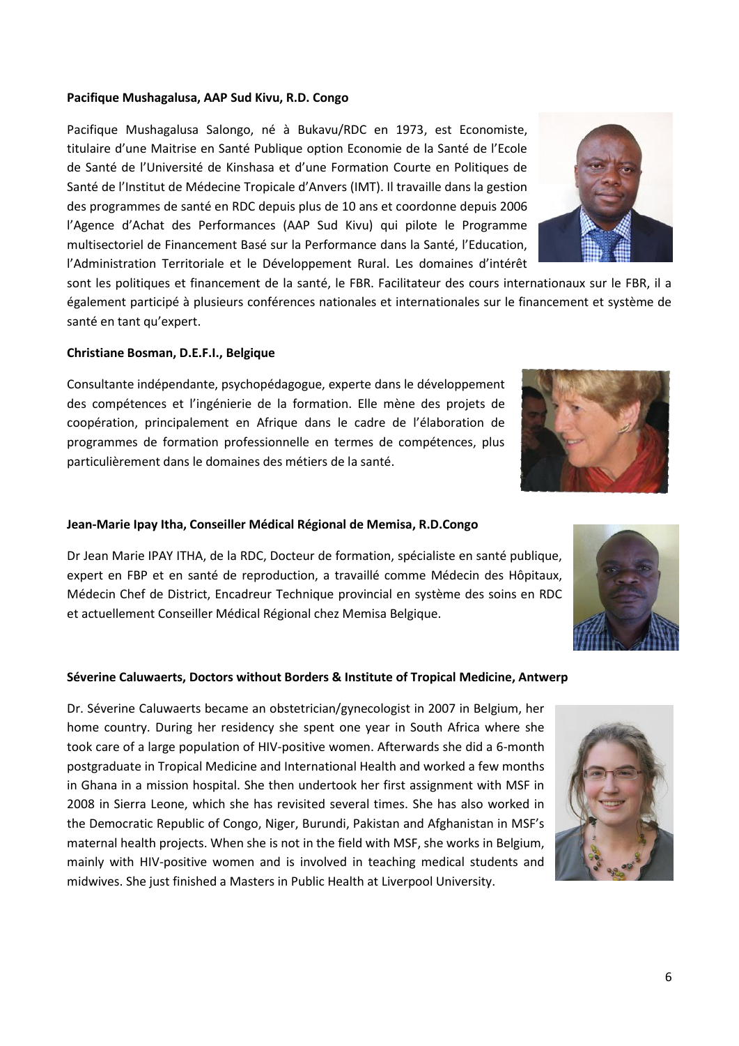**Pacifique Mushagalusa, AAP Sud Kivu, R.D. Congo**

Pacifique Mushagalusa Salongo, né à Bukavu/RDC en 1973, est Economiste, titulaire d'une Maitrise en Santé Publique option Economie de la Santé de l'Ecole de Santé de l'Université de Kinshasa et d'une Formation Courte en Politiques de Santé de l'Institut de Médecine Tropicale d'Anvers (IMT). Il travaille dans la gestion des programmes de santé en RDC depuis plus de 10 ans et coordonne depuis 2006 l'Agence d'Achat des Performances (AAP Sud Kivu) qui pilote le Programme multisectoriel de Financement Basé sur la Performance dans la Santé, l'Education, l'Administration Territoriale et le Développement Rural. Les domaines d'intérêt sont les politiques et financement de la santé, le FBR. Facilitateur des cours internationaux sur le FBR, il a également participé à plusieurs conférences nationales et internationales sur le financement et système de santé en tant qu'expert.

**Christiane Bosman, D.E.F.I., Belgique**

Consultante indépendante, psychopédagogue, experte dans le développement des compétences et l'ingénierie de la formation. Elle mène des projets de coopération, principalement en Afrique dans le cadre de l'élaboration de programmes de formation professionnelle en termes de compétences, plus particulièrement dans le domaines des métiers de la santé.

**Jean-Marie Ipay Itha, Conseiller Médical Régional de Memisa, R.D.Congo**

Dr Jean Marie IPAY ITHA, de la RDC, Docteur de formation, spécialiste en santé publique, expert en FBP et en santé de reproduction, a travaillé comme Médecin des Hôpitaux, Médecin Chef de District, Encadreur Technique provincial en système des soins en RDC et actuellement Conseiller Médical Régional chez Memisa Belgique.

**Séverine Caluwaerts, Doctors without Borders & Institute of Tropical Medicine, Antwerp**

Dr. Séverine Caluwaerts became an obstetrician/gynecologist in 2007 in Belgium, her home country. During her residency she spent one year in South Africa where she took care of a large population of HIV-positive women. Afterwards she did a 6-month postgraduate in Tropical Medicine and International Health and worked a few months in Ghana in a mission hospital. She then undertook her first assignment with MSF in 2008 in Sierra Leone, which she has revisited several times. She has also worked in the Democratic Republic of Congo, Niger, Burundi, Pakistan and Afghanistan in MSF's maternal health projects. When she is not in the field with MSF, she works in Belgium, mainly with HIV-positive women and is involved in teaching medical students and midwives. She just finished a Masters in Public Health at Liverpool University.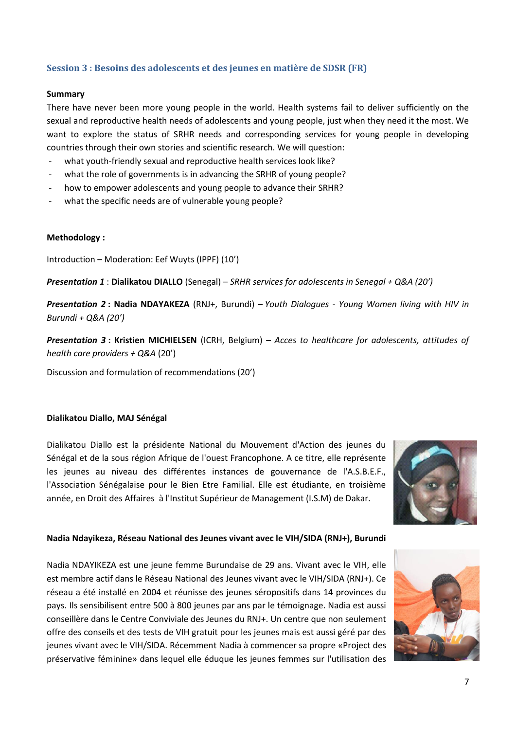### Session 3 : Besoins des adolescents et des jeunes en matière de SDSR (FR)

**Summary**

There have never been more young people in the world. Health systems fail to deliver sufficiently on the sexual and reproductive health needs of adolescents and young people, just when they need it the most. We want to explore the status of SRHR needs and corresponding services for young people in developing countries through their own stories and scientific research. We will question:

- what youth-friendly sexual and reproductive health services look like?
- what the role of governments is in advancing the SRHR of young people?
- how to empower adolescents and young people to advance their SRHR?
- what the specific needs are of vulnerable young people?

**Methodology :**

Introduction – Moderation: Eef Wuyts (IPPF) (10')

***Presentation 1*** : **Dialikatou DIALLO** (Senegal) – *SRHR services for adolescents in Senegal + Q&A (20')*

***Presentation 2*** **: Nadia NDAYAKEZA** (RNJ+, Burundi) – *Youth Dialogues - Young Women living with HIV in Burundi + Q&A (20')*

***Presentation 3*** **: Kristien MICHIELSEN** (ICRH, Belgium) – *Acces to healthcare for adolescents, attitudes of health care providers + Q&A* (20')

Discussion and formulation of recommendations (20')

**Dialikatou Diallo, MAJ Sénégal**

Dialikatou Diallo est la présidente National du Mouvement d'Action des jeunes du Sénégal et de la sous région Afrique de l'ouest Francophone. A ce titre, elle représente les jeunes au niveau des différentes instances de gouvernance de l'A.S.B.E.F., l'Association Sénégalaise pour le Bien Etre Familial. Elle est étudiante, en troisième année, en Droit des Affaires à l'Institut Supérieur de Management (I.S.M) de Dakar.

**Nadia Ndayikeza, Réseau National des Jeunes vivant avec le VIH/SIDA (RNJ+), Burundi**

Nadia NDAYIKEZA est une jeune femme Burundaise de 29 ans. Vivant avec le VIH, elle est membre actif dans le Réseau National des Jeunes vivant avec le VIH/SIDA (RNJ+). Ce réseau a été installé en 2004 et réunisse des jeunes séropositifs dans 14 provinces du pays. Ils sensibilisent entre 500 à 800 jeunes par ans par le témoignage. Nadia est aussi conseillère dans le Centre Conviviale des Jeunes du RNJ+. Un centre que non seulement offre des conseils et des tests de VIH gratuit pour les jeunes mais est aussi géré par des jeunes vivant avec le VIH/SIDA. Récemment Nadia à commencer sa propre «Project des préservative féminine» dans lequel elle éduque les jeunes femmes sur l'utilisation des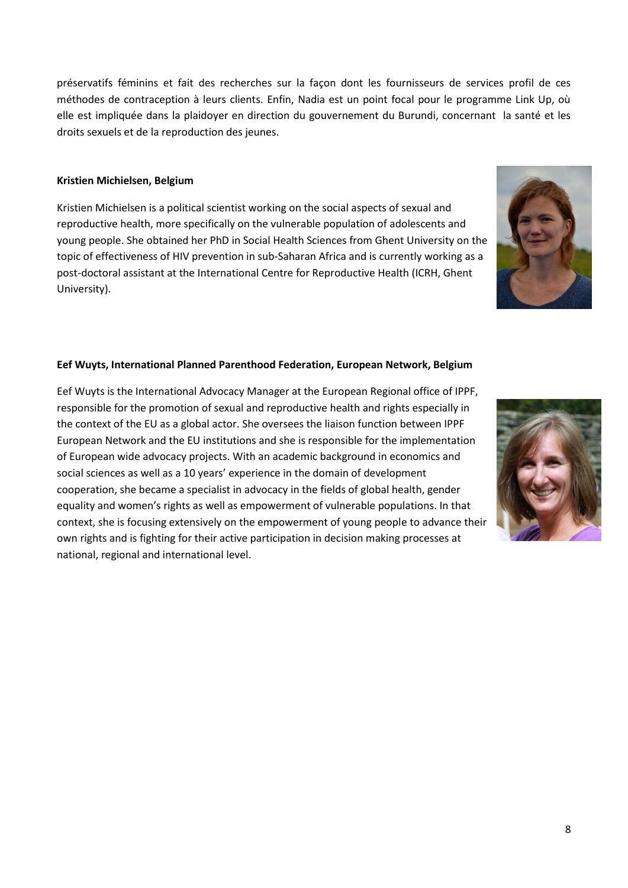préservatifs féminins et fait des recherches sur la façon dont les fournisseurs de services profil de ces méthodes de contraception à leurs clients. Enfin, Nadia est un point focal pour le programme Link Up, où elle est impliquée dans la plaidoyer en direction du gouvernement du Burundi, concernant la santé et les droits sexuels et de la reproduction des jeunes.

**Kristien Michielsen, Belgium**

Kristien Michielsen is a political scientist working on the social aspects of sexual and reproductive health, more specifically on the vulnerable population of adolescents and young people. She obtained her PhD in Social Health Sciences from Ghent University on the topic of effectiveness of HIV prevention in sub-Saharan Africa and is currently working as a post-doctoral assistant at the International Centre for Reproductive Health (ICRH, Ghent University).

**Eef Wuyts, International Planned Parenthood Federation, European Network, Belgium**

Eef Wuyts is the International Advocacy Manager at the European Regional office of IPPF, responsible for the promotion of sexual and reproductive health and rights especially in the context of the EU as a global actor. She oversees the liaison function between IPPF European Network and the EU institutions and she is responsible for the implementation of European wide advocacy projects. With an academic background in economics and social sciences as well as a 10 years' experience in the domain of development cooperation, she became a specialist in advocacy in the fields of global health, gender equality and women's rights as well as empowerment of vulnerable populations. In that context, she is focusing extensively on the empowerment of young people to advance their own rights and is fighting for their active participation in decision making processes at national, regional and international level.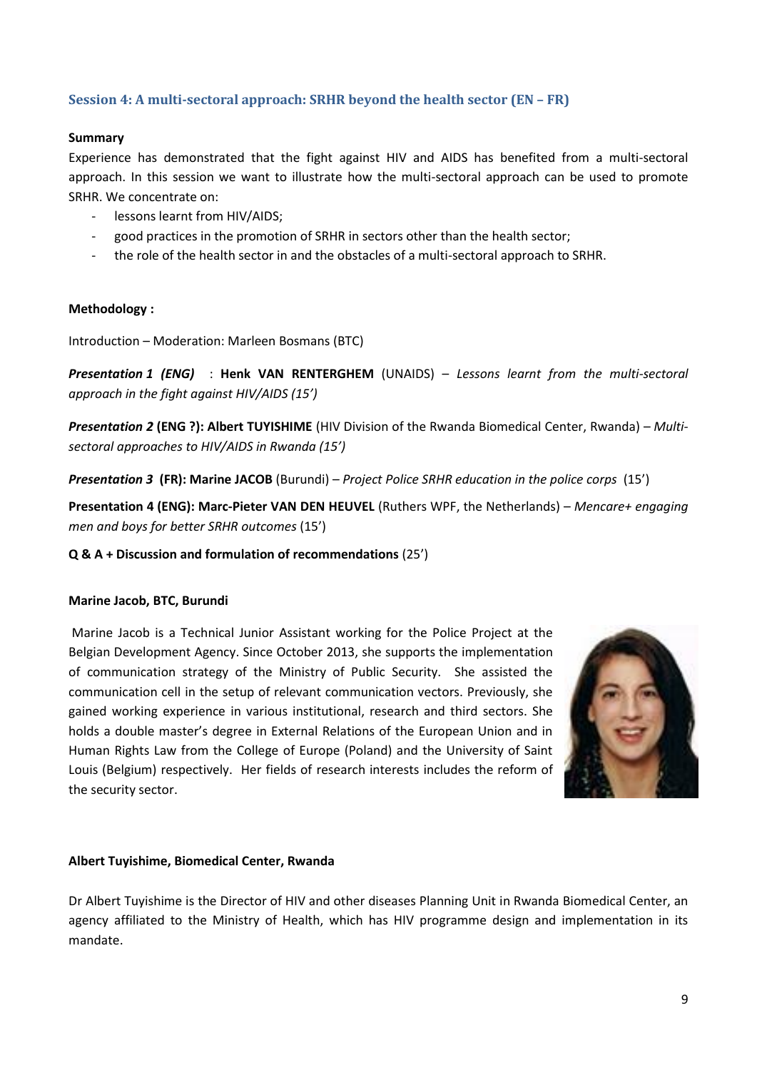## Session 4: A multi-sectoral approach: SRHR beyond the health sector (EN – FR)

**Summary**

Experience has demonstrated that the fight against HIV and AIDS has benefited from a multi-sectoral approach. In this session we want to illustrate how the multi-sectoral approach can be used to promote SRHR. We concentrate on:

- lessons learnt from HIV/AIDS;
- good practices in the promotion of SRHR in sectors other than the health sector;
- the role of the health sector in and the obstacles of a multi-sectoral approach to SRHR.

**Methodology :**

Introduction – Moderation: Marleen Bosmans (BTC)

***Presentation 1 (ENG)*** : **Henk VAN RENTERGHEM** (UNAIDS) – *Lessons learnt from the multi-sectoral approach in the fight against HIV/AIDS (15')*

***Presentation 2*** **(ENG ?): Albert TUYISHIME** (HIV Division of the Rwanda Biomedical Center, Rwanda) – *Multi-sectoral approaches to HIV/AIDS in Rwanda (15')*

***Presentation 3*** **(FR): Marine JACOB** (Burundi) – *Project Police SRHR education in the police corps* (15')

**Presentation 4 (ENG): Marc-Pieter VAN DEN HEUVEL** (Ruthers WPF, the Netherlands) – *Mencare+ engaging men and boys for better SRHR outcomes* (15')

**Q & A + Discussion and formulation of recommendations** (25')

**Marine Jacob, BTC, Burundi**

Marine Jacob is a Technical Junior Assistant working for the Police Project at the Belgian Development Agency. Since October 2013, she supports the implementation of communication strategy of the Ministry of Public Security. She assisted the communication cell in the setup of relevant communication vectors. Previously, she gained working experience in various institutional, research and third sectors. She holds a double master's degree in External Relations of the European Union and in Human Rights Law from the College of Europe (Poland) and the University of Saint Louis (Belgium) respectively. Her fields of research interests includes the reform of the security sector.

**Albert Tuyishime, Biomedical Center, Rwanda**

Dr Albert Tuyishime is the Director of HIV and other diseases Planning Unit in Rwanda Biomedical Center, an agency affiliated to the Ministry of Health, which has HIV programme design and implementation in its mandate.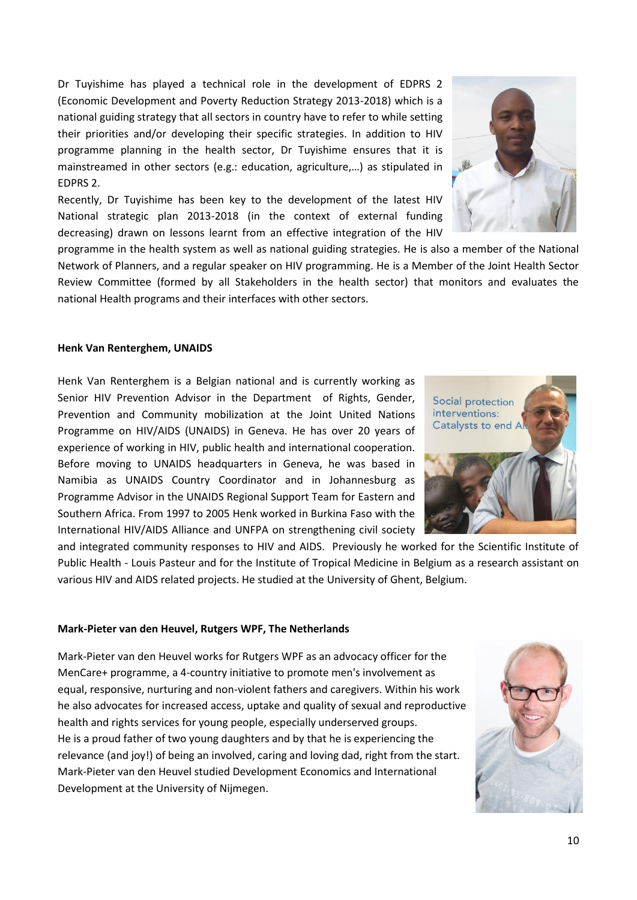Dr Tuyishime has played a technical role in the development of EDPRS 2 (Economic Development and Poverty Reduction Strategy 2013-2018) which is a national guiding strategy that all sectors in country have to refer to while setting their priorities and/or developing their specific strategies. In addition to HIV programme planning in the health sector, Dr Tuyishime ensures that it is mainstreamed in other sectors (e.g.: education, agriculture,…) as stipulated in EDPRS 2.

Recently, Dr Tuyishime has been key to the development of the latest HIV National strategic plan 2013-2018 (in the context of external funding decreasing) drawn on lessons learnt from an effective integration of the HIV programme in the health system as well as national guiding strategies. He is also a member of the National Network of Planners, and a regular speaker on HIV programming. He is a Member of the Joint Health Sector Review Committee (formed by all Stakeholders in the health sector) that monitors and evaluates the national Health programs and their interfaces with other sectors.

**Henk Van Renterghem, UNAIDS**

Henk Van Renterghem is a Belgian national and is currently working as Senior HIV Prevention Advisor in the Department of Rights, Gender, Prevention and Community mobilization at the Joint United Nations Programme on HIV/AIDS (UNAIDS) in Geneva. He has over 20 years of experience of working in HIV, public health and international cooperation. Before moving to UNAIDS headquarters in Geneva, he was based in Namibia as UNAIDS Country Coordinator and in Johannesburg as Programme Advisor in the UNAIDS Regional Support Team for Eastern and Southern Africa. From 1997 to 2005 Henk worked in Burkina Faso with the International HIV/AIDS Alliance and UNFPA on strengthening civil society and integrated community responses to HIV and AIDS. Previously he worked for the Scientific Institute of Public Health - Louis Pasteur and for the Institute of Tropical Medicine in Belgium as a research assistant on various HIV and AIDS related projects. He studied at the University of Ghent, Belgium.

**Mark-Pieter van den Heuvel, Rutgers WPF, The Netherlands**

Mark-Pieter van den Heuvel works for Rutgers WPF as an advocacy officer for the MenCare+ programme, a 4-country initiative to promote men's involvement as equal, responsive, nurturing and non-violent fathers and caregivers. Within his work he also advocates for increased access, uptake and quality of sexual and reproductive health and rights services for young people, especially underserved groups.
He is a proud father of two young daughters and by that he is experiencing the relevance (and joy!) of being an involved, caring and loving dad, right from the start.
Mark-Pieter van den Heuvel studied Development Economics and International Development at the University of Nijmegen.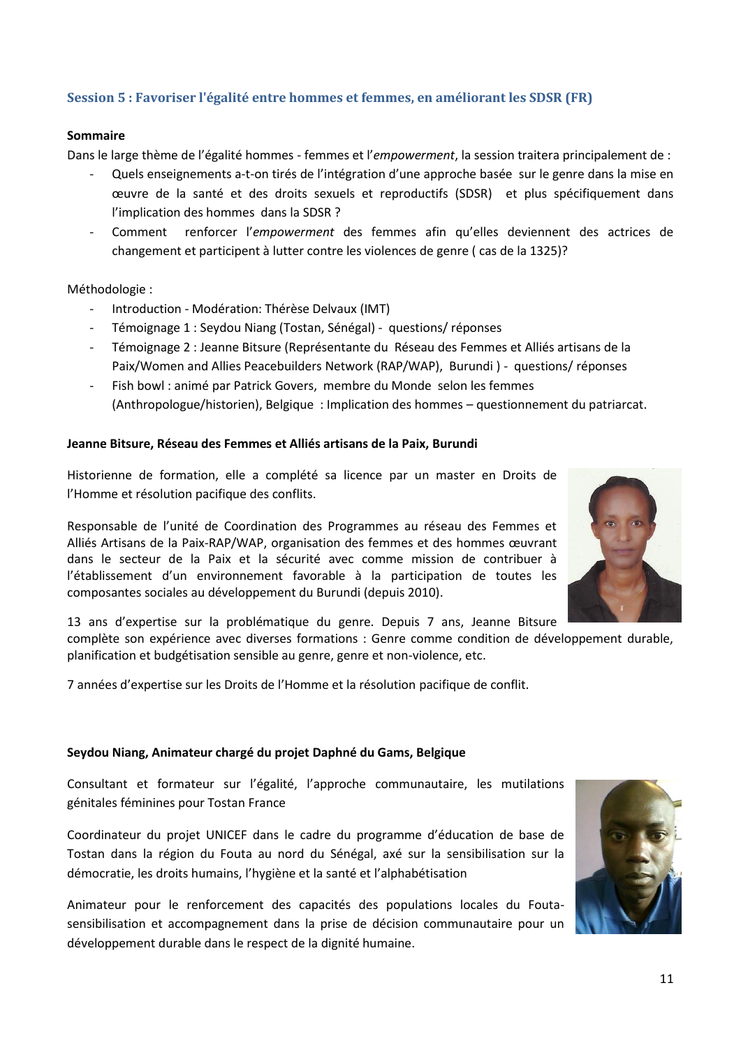## Session 5 : Favoriser l'égalité entre hommes et femmes, en améliorant les SDSR (FR)

**Sommaire**

Dans le large thème de l'égalité hommes - femmes et l'*empowerment*, la session traitera principalement de :

- Quels enseignements a-t-on tirés de l'intégration d'une approche basée sur le genre dans la mise en œuvre de la santé et des droits sexuels et reproductifs (SDSR) et plus spécifiquement dans l'implication des hommes dans la SDSR ?
- Comment renforcer l'*empowerment* des femmes afin qu'elles deviennent des actrices de changement et participent à lutter contre les violences de genre ( cas de la 1325)?

Méthodologie :

- Introduction - Modération: Thérèse Delvaux (IMT)
- Témoignage 1 : Seydou Niang (Tostan, Sénégal) - questions/ réponses
- Témoignage 2 : Jeanne Bitsure (Représentante du Réseau des Femmes et Alliés artisans de la Paix/Women and Allies Peacebuilders Network (RAP/WAP), Burundi ) - questions/ réponses
- Fish bowl : animé par Patrick Govers, membre du Monde selon les femmes (Anthropologue/historien), Belgique : Implication des hommes – questionnement du patriarcat.

**Jeanne Bitsure, Réseau des Femmes et Alliés artisans de la Paix, Burundi**

Historienne de formation, elle a complété sa licence par un master en Droits de l'Homme et résolution pacifique des conflits.

Responsable de l'unité de Coordination des Programmes au réseau des Femmes et Alliés Artisans de la Paix-RAP/WAP, organisation des femmes et des hommes œuvrant dans le secteur de la Paix et la sécurité avec comme mission de contribuer à l'établissement d'un environnement favorable à la participation de toutes les composantes sociales au développement du Burundi (depuis 2010).

13 ans d'expertise sur la problématique du genre. Depuis 7 ans, Jeanne Bitsure complète son expérience avec diverses formations : Genre comme condition de développement durable, planification et budgétisation sensible au genre, genre et non-violence, etc.

7 années d'expertise sur les Droits de l'Homme et la résolution pacifique de conflit.

**Seydou Niang, Animateur chargé du projet Daphné du Gams, Belgique**

Consultant et formateur sur l'égalité, l'approche communautaire, les mutilations génitales féminines pour Tostan France

Coordinateur du projet UNICEF dans le cadre du programme d'éducation de base de Tostan dans la région du Fouta au nord du Sénégal, axé sur la sensibilisation sur la démocratie, les droits humains, l'hygiène et la santé et l'alphabétisation

Animateur pour le renforcement des capacités des populations locales du Fouta-sensibilisation et accompagnement dans la prise de décision communautaire pour un développement durable dans le respect de la dignité humaine.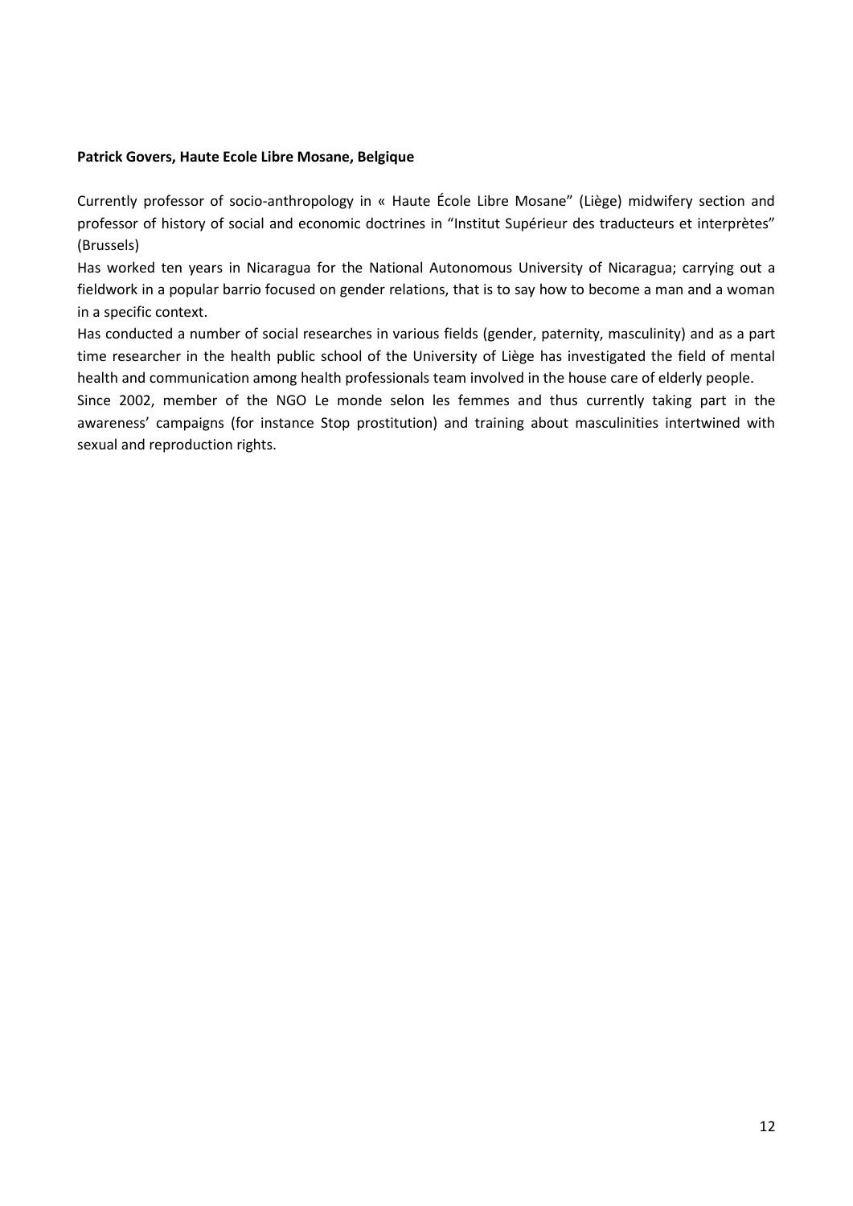**Patrick Govers, Haute Ecole Libre Mosane, Belgique**

Currently professor of socio-anthropology in « Haute École Libre Mosane" (Liège) midwifery section and professor of history of social and economic doctrines in "Institut Supérieur des traducteurs et interprètes" (Brussels)

Has worked ten years in Nicaragua for the National Autonomous University of Nicaragua; carrying out a fieldwork in a popular barrio focused on gender relations, that is to say how to become a man and a woman in a specific context.

Has conducted a number of social researches in various fields (gender, paternity, masculinity) and as a part time researcher in the health public school of the University of Liège has investigated the field of mental health and communication among health professionals team involved in the house care of elderly people.

Since 2002, member of the NGO Le monde selon les femmes and thus currently taking part in the awareness' campaigns (for instance Stop prostitution) and training about masculinities intertwined with sexual and reproduction rights.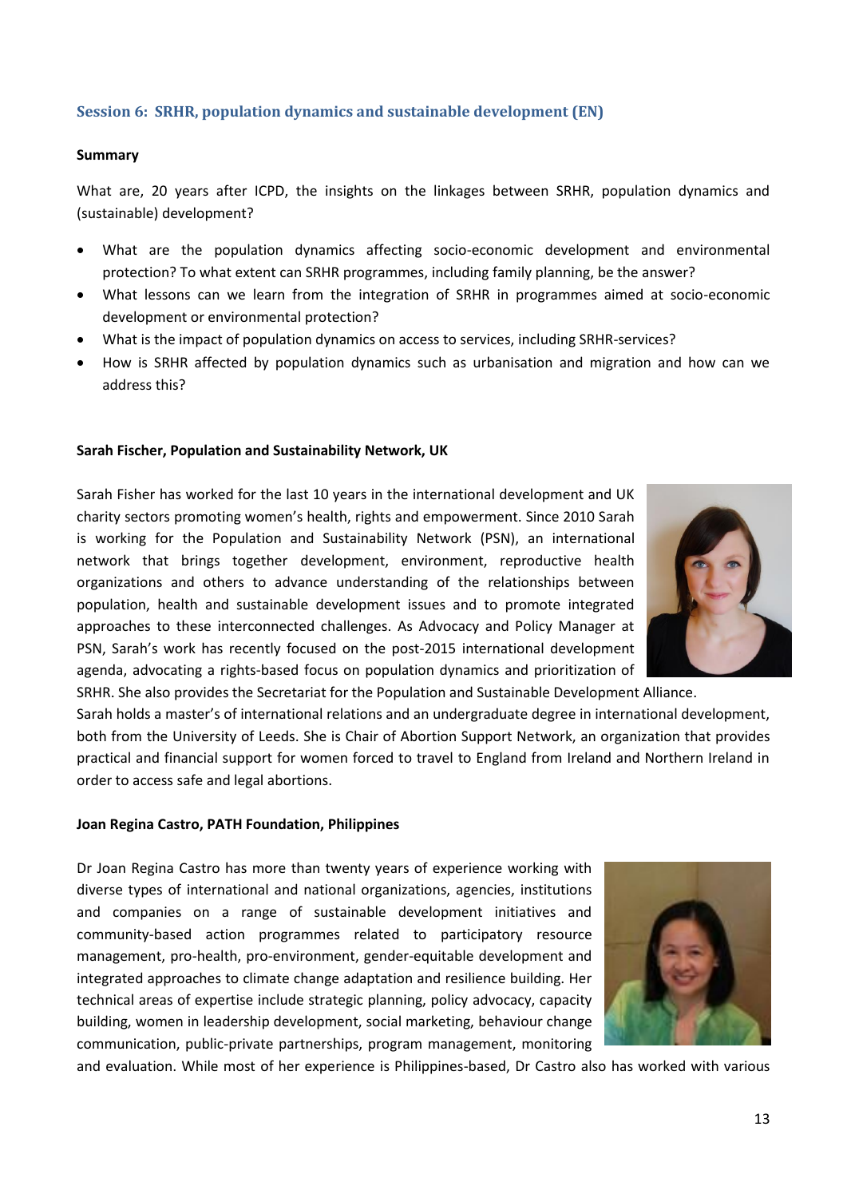### Session 6: SRHR, population dynamics and sustainable development (EN)

**Summary**

What are, 20 years after ICPD, the insights on the linkages between SRHR, population dynamics and (sustainable) development?

- What are the population dynamics affecting socio-economic development and environmental protection? To what extent can SRHR programmes, including family planning, be the answer?
- What lessons can we learn from the integration of SRHR in programmes aimed at socio-economic development or environmental protection?
- What is the impact of population dynamics on access to services, including SRHR-services?
- How is SRHR affected by population dynamics such as urbanisation and migration and how can we address this?

**Sarah Fischer, Population and Sustainability Network, UK**

Sarah Fisher has worked for the last 10 years in the international development and UK charity sectors promoting women's health, rights and empowerment. Since 2010 Sarah is working for the Population and Sustainability Network (PSN), an international network that brings together development, environment, reproductive health organizations and others to advance understanding of the relationships between population, health and sustainable development issues and to promote integrated approaches to these interconnected challenges. As Advocacy and Policy Manager at PSN, Sarah's work has recently focused on the post-2015 international development agenda, advocating a rights-based focus on population dynamics and prioritization of SRHR. She also provides the Secretariat for the Population and Sustainable Development Alliance.
Sarah holds a master's of international relations and an undergraduate degree in international development, both from the University of Leeds. She is Chair of Abortion Support Network, an organization that provides practical and financial support for women forced to travel to England from Ireland and Northern Ireland in order to access safe and legal abortions.

**Joan Regina Castro, PATH Foundation, Philippines**

Dr Joan Regina Castro has more than twenty years of experience working with diverse types of international and national organizations, agencies, institutions and companies on a range of sustainable development initiatives and community-based action programmes related to participatory resource management, pro-health, pro-environment, gender-equitable development and integrated approaches to climate change adaptation and resilience building. Her technical areas of expertise include strategic planning, policy advocacy, capacity building, women in leadership development, social marketing, behaviour change communication, public-private partnerships, program management, monitoring and evaluation. While most of her experience is Philippines-based, Dr Castro also has worked with various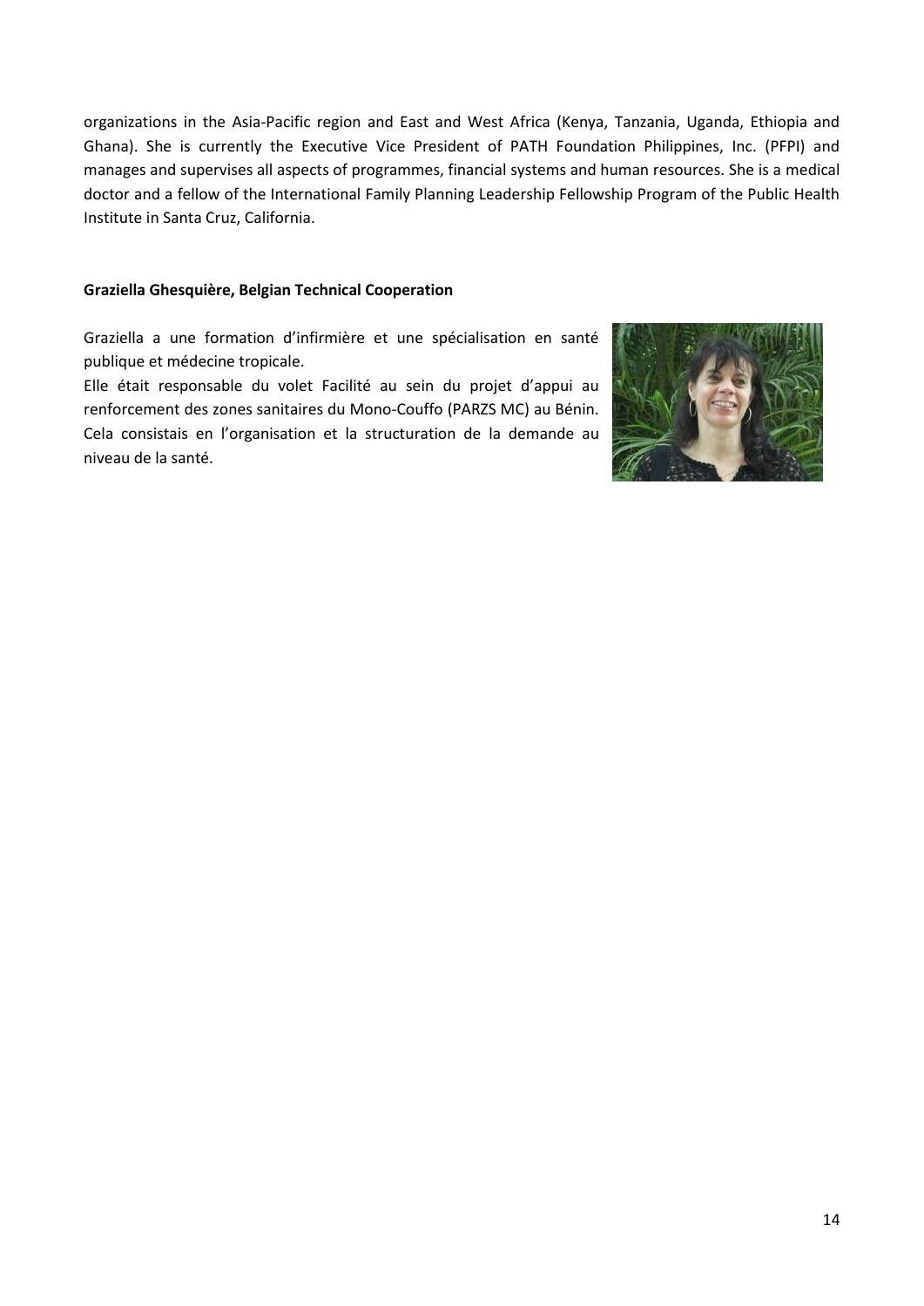organizations in the Asia-Pacific region and East and West Africa (Kenya, Tanzania, Uganda, Ethiopia and Ghana). She is currently the Executive Vice President of PATH Foundation Philippines, Inc. (PFPI) and manages and supervises all aspects of programmes, financial systems and human resources. She is a medical doctor and a fellow of the International Family Planning Leadership Fellowship Program of the Public Health Institute in Santa Cruz, California.

**Graziella Ghesquière, Belgian Technical Cooperation**

Graziella a une formation d'infirmière et une spécialisation en santé publique et médecine tropicale.
Elle était responsable du volet Facilité au sein du projet d'appui au renforcement des zones sanitaires du Mono-Couffo (PARZS MC) au Bénin. Cela consistais en l'organisation et la structuration de la demande au niveau de la santé.